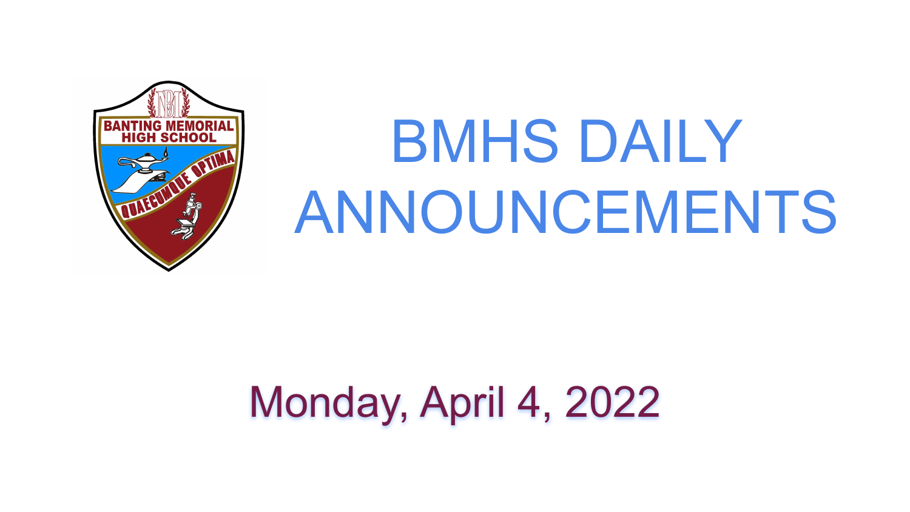# BMHS DAILY ANNOUNCEMENTS

## Monday, April 4, 2022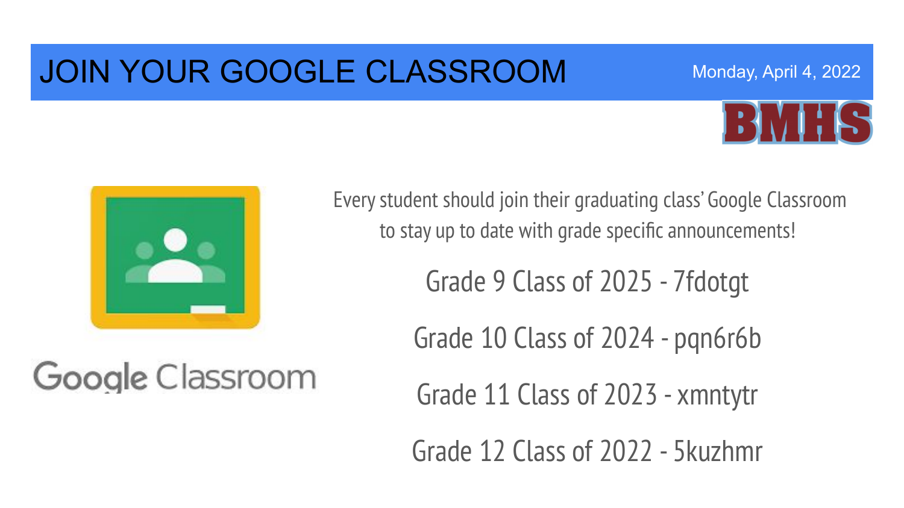# JOIN YOUR GOOGLE CLASSROOM

Monday, April 4, 2022

BMHS

Google Classroom

Every student should join their graduating class' Google Classroom to stay up to date with grade specific announcements!

Grade 9 Class of 2025 - 7fdotgt

Grade 10 Class of 2024 - pqn6r6b

Grade 11 Class of 2023 - xmntytr

Grade 12 Class of 2022 - 5kuzhmr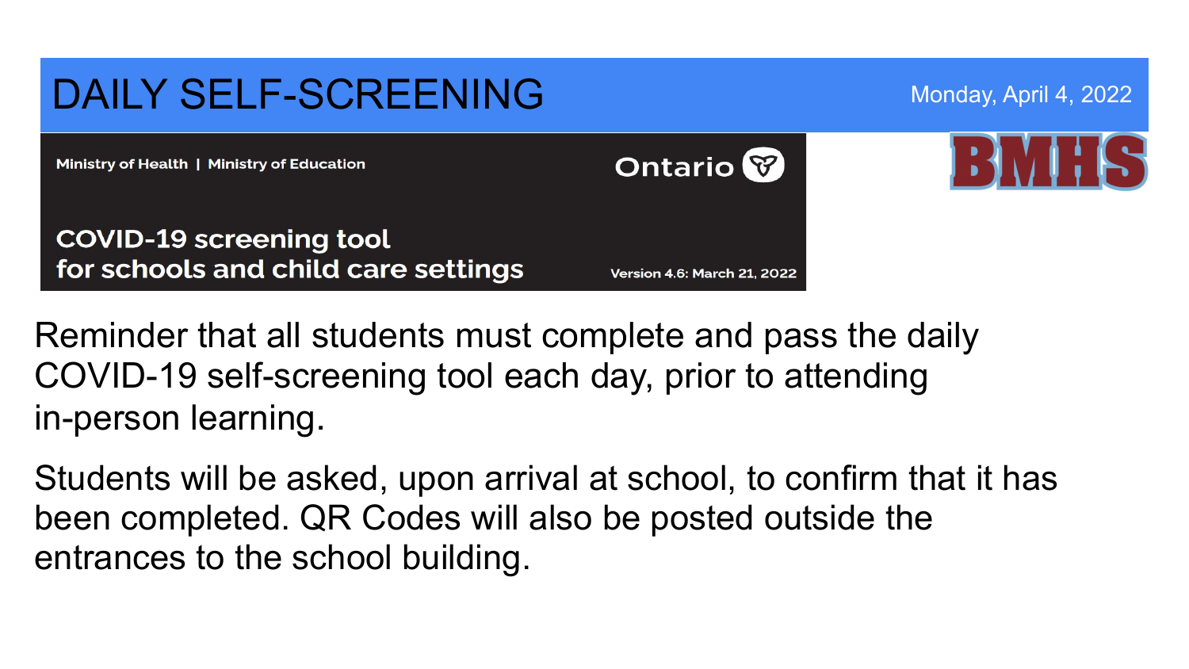# DAILY SELF-SCREENING

Monday, April 4, 2022

Ministry of Health | Ministry of Education

Ontario

**COVID-19 screening tool for schools and child care settings**

Version 4.6: March 21, 2022

BMHS

Reminder that all students must complete and pass the daily COVID-19 self-screening tool each day, prior to attending in-person learning.

Students will be asked, upon arrival at school, to confirm that it has been completed. QR Codes will also be posted outside the entrances to the school building.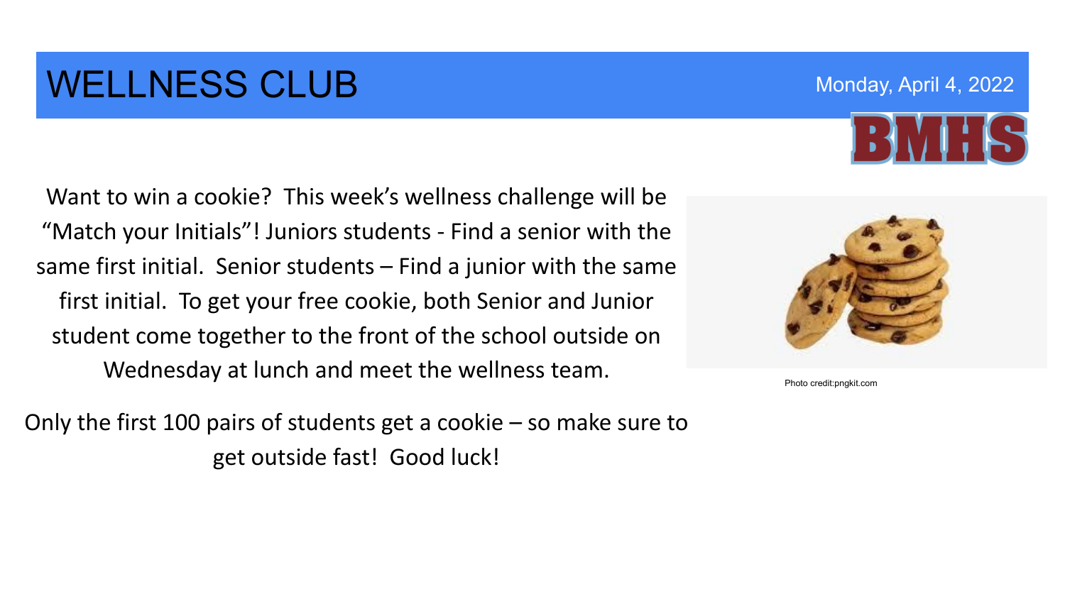# WELLNESS CLUB

Monday, April 4, 2022

BMHS

Want to win a cookie? This week's wellness challenge will be "Match your Initials"! Juniors students - Find a senior with the same first initial. Senior students – Find a junior with the same first initial. To get your free cookie, both Senior and Junior student come together to the front of the school outside on Wednesday at lunch and meet the wellness team.

Only the first 100 pairs of students get a cookie – so make sure to get outside fast! Good luck!

Photo credit:pngkit.com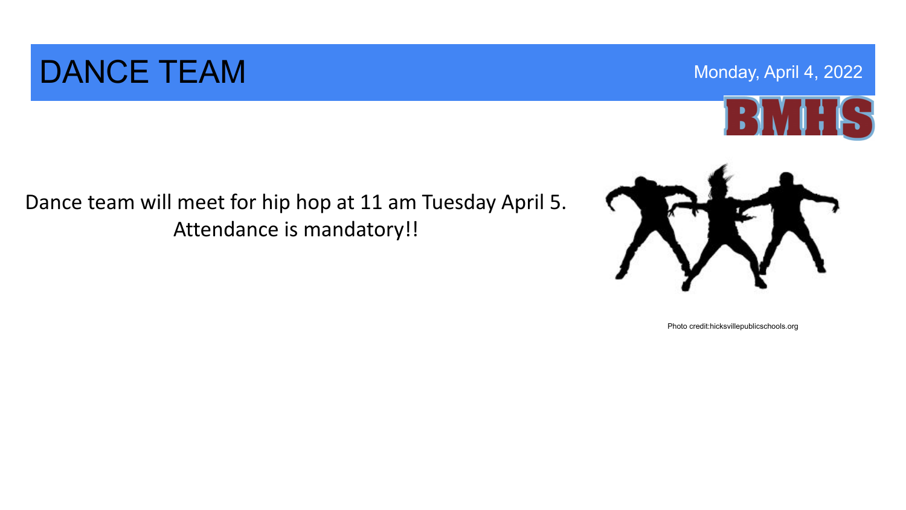# DANCE TEAM

Monday, April 4, 2022

Dance team will meet for hip hop at 11 am Tuesday April 5. Attendance is mandatory!!

Photo credit:hicksvillepublicschools.org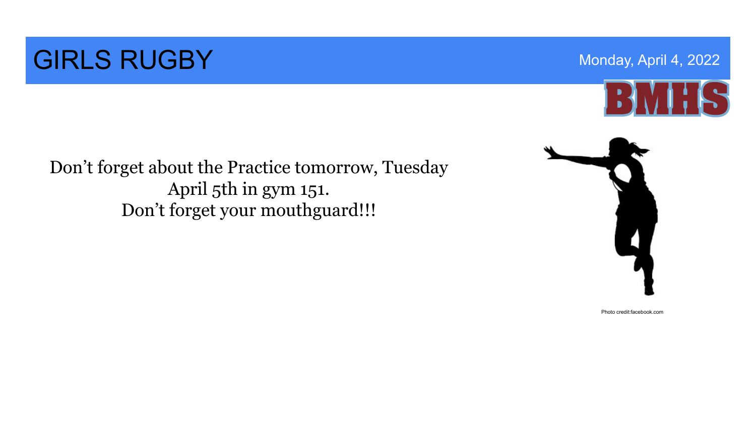# GIRLS RUGBY

Monday, April 4, 2022

BMHS

Don't forget about the Practice tomorrow, Tuesday April 5th in gym 151.
Don't forget your mouthguard!!!

Photo credit:facebook.com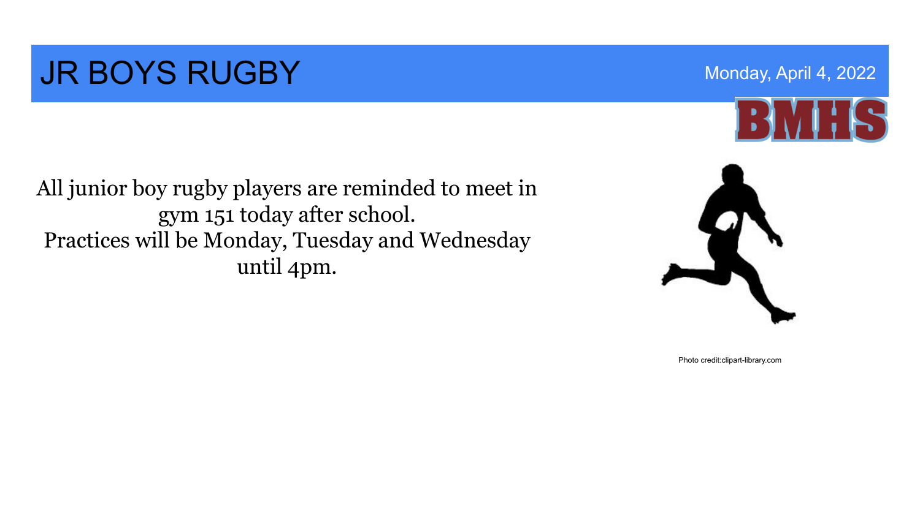# JR BOYS RUGBY

Monday, April 4, 2022

BMHS

All junior boy rugby players are reminded to meet in gym 151 today after school.
Practices will be Monday, Tuesday and Wednesday until 4pm.

Photo credit:clipart-library.com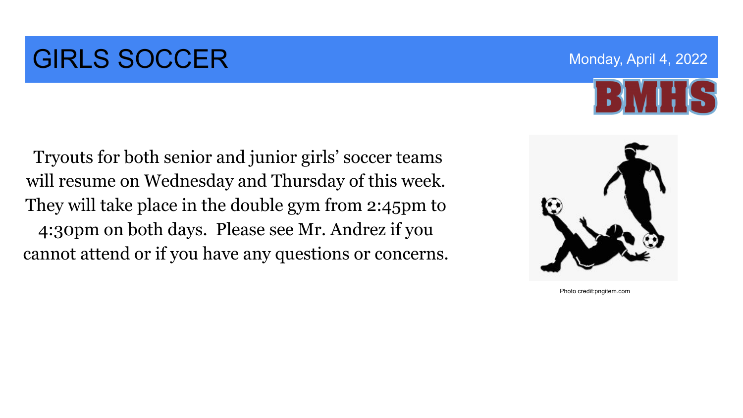# GIRLS SOCCER

Monday, April 4, 2022

BMHS

Tryouts for both senior and junior girls' soccer teams will resume on Wednesday and Thursday of this week. They will take place in the double gym from 2:45pm to 4:30pm on both days. Please see Mr. Andrez if you cannot attend or if you have any questions or concerns.

Photo credit:pngitem.com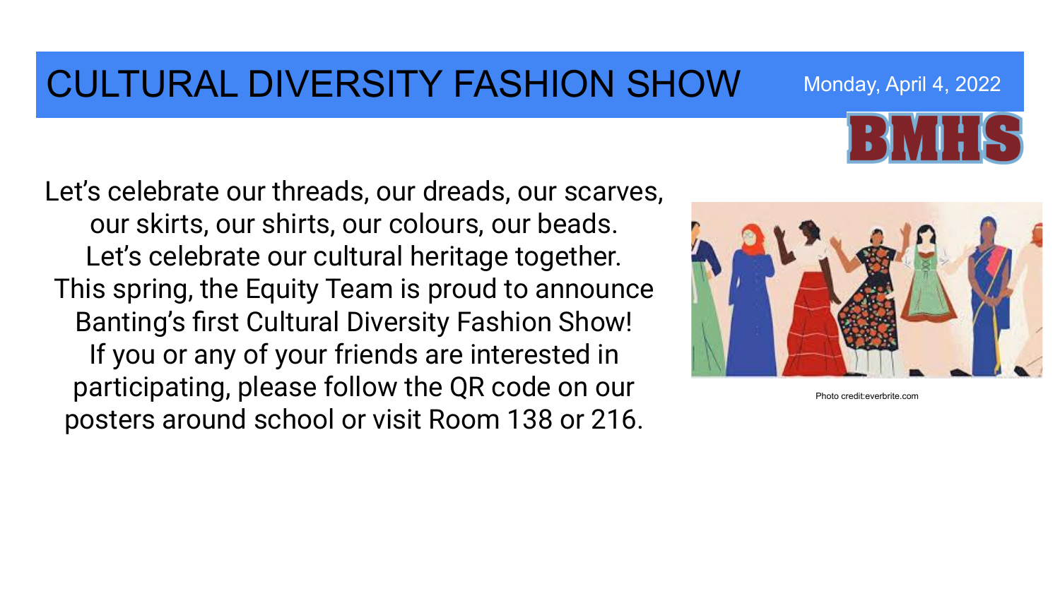# CULTURAL DIVERSITY FASHION SHOW

Monday, April 4, 2022

BMHS

Let's celebrate our threads, our dreads, our scarves, our skirts, our shirts, our colours, our beads.
Let's celebrate our cultural heritage together.
This spring, the Equity Team is proud to announce Banting's first Cultural Diversity Fashion Show!
If you or any of your friends are interested in participating, please follow the QR code on our posters around school or visit Room 138 or 216.

Photo credit:everbrite.com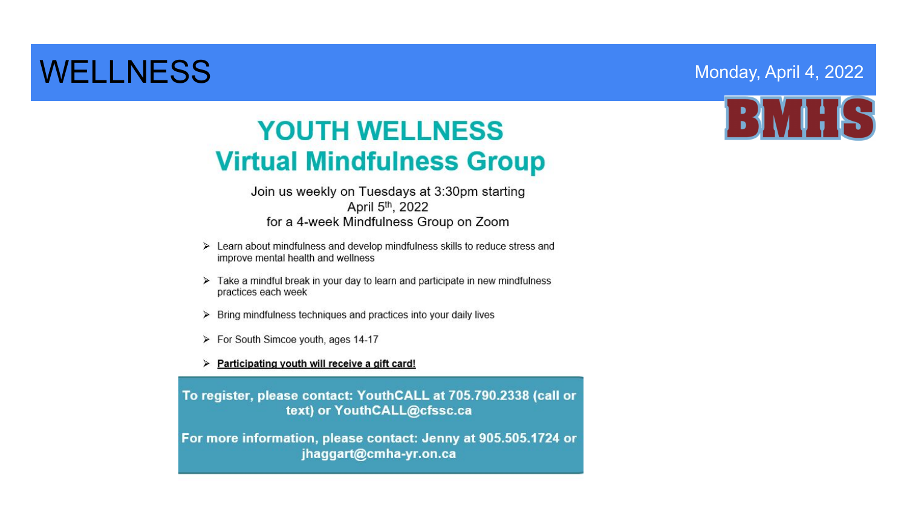# WELLNESS

Monday, April 4, 2022

BMHS

## YOUTH WELLNESS
## Virtual Mindfulness Group

Join us weekly on Tuesdays at 3:30pm starting April 5th, 2022 for a 4-week Mindfulness Group on Zoom

- Learn about mindfulness and develop mindfulness skills to reduce stress and improve mental health and wellness
- Take a mindful break in your day to learn and participate in new mindfulness practices each week
- Bring mindfulness techniques and practices into your daily lives
- For South Simcoe youth, ages 14-17
- **Participating youth will receive a gift card!**

**To register, please contact: YouthCALL at 705.790.2338 (call or text) or YouthCALL@cfssc.ca**

**For more information, please contact: Jenny at 905.505.1724 or jhaggart@cmha-yr.on.ca**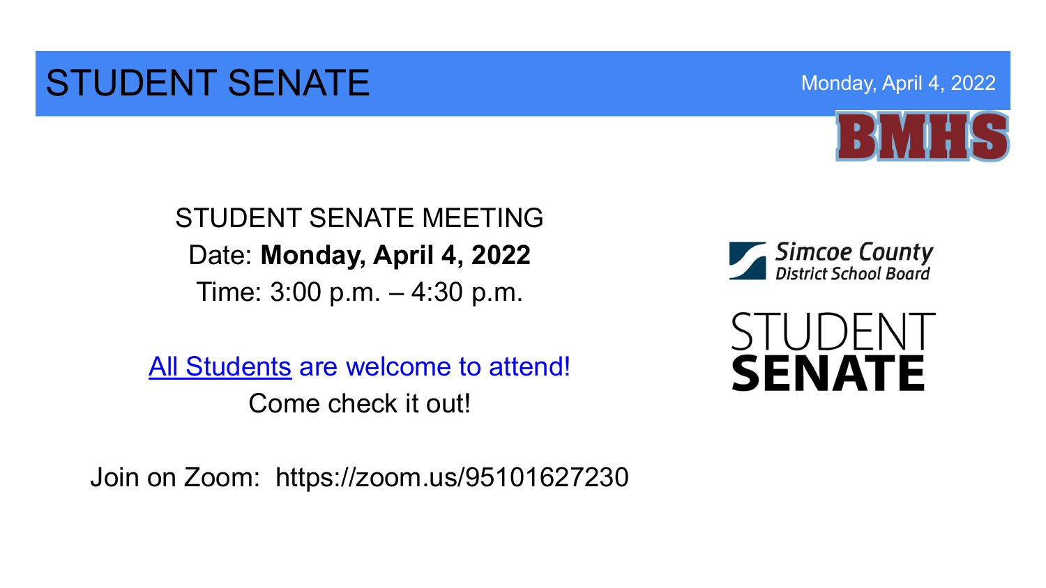# STUDENT SENATE

Monday, April 4, 2022

BMHS

STUDENT SENATE MEETING

Date: **Monday, April 4, 2022**

Time: 3:00 p.m. – 4:30 p.m.

All Students are welcome to attend!

Come check it out!

Join on Zoom: https://zoom.us/95101627230

Simcoe County District School Board

STUDENT **SENATE**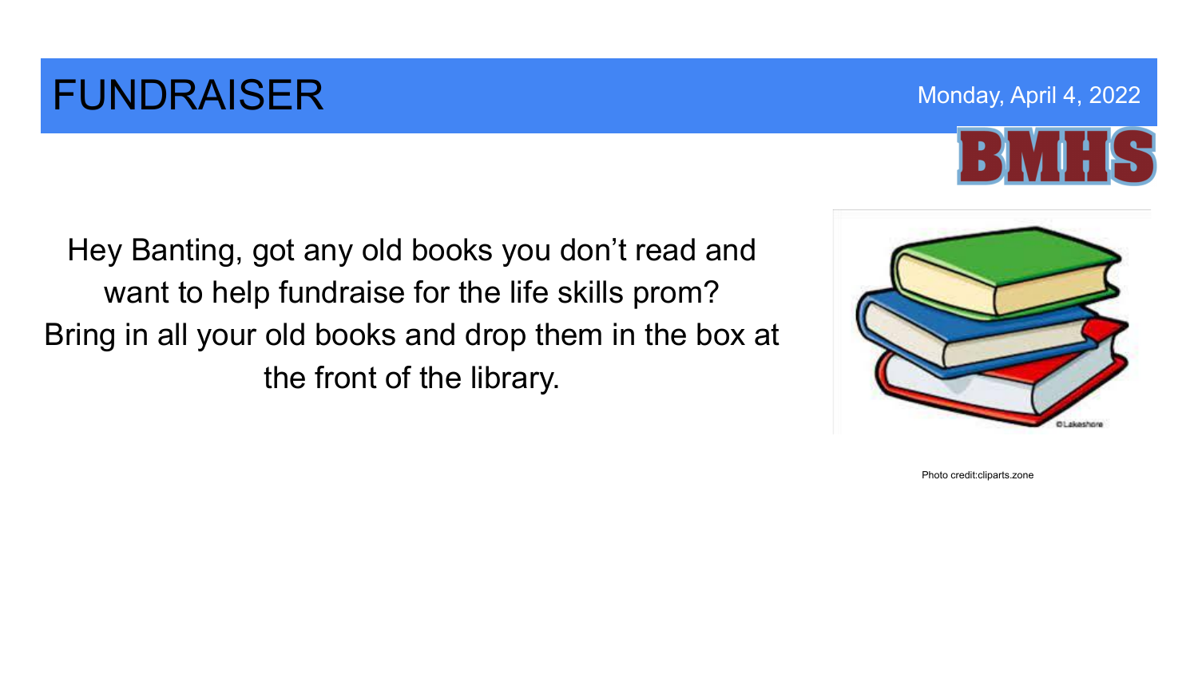# FUNDRAISER

Monday, April 4, 2022

BMHS

Hey Banting, got any old books you don't read and want to help fundraise for the life skills prom? Bring in all your old books and drop them in the box at the front of the library.

Photo credit:cliparts.zone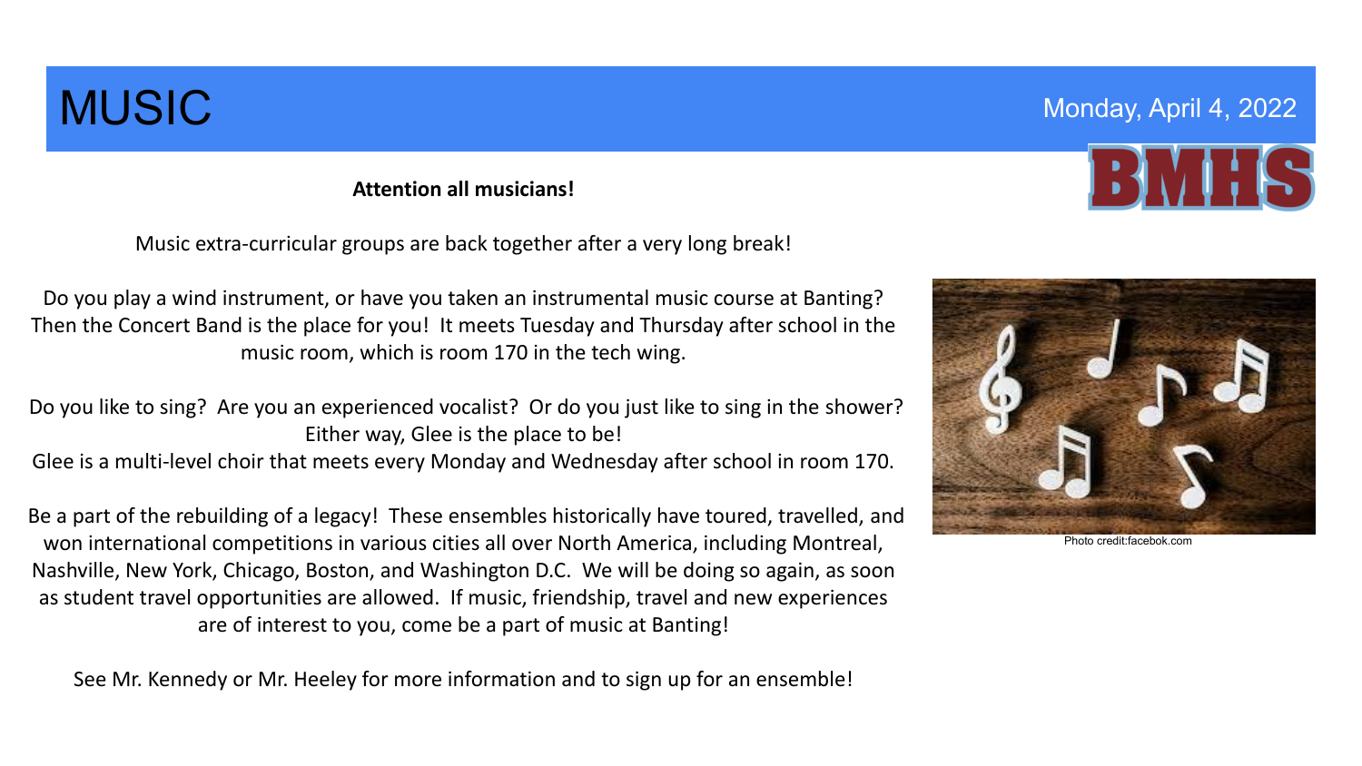# MUSIC

Monday, April 4, 2022

BMHS

**Attention all musicians!**

Music extra-curricular groups are back together after a very long break!

Do you play a wind instrument, or have you taken an instrumental music course at Banting? Then the Concert Band is the place for you! It meets Tuesday and Thursday after school in the music room, which is room 170 in the tech wing.

Do you like to sing? Are you an experienced vocalist? Or do you just like to sing in the shower? Either way, Glee is the place to be!
Glee is a multi-level choir that meets every Monday and Wednesday after school in room 170.

Be a part of the rebuilding of a legacy! These ensembles historically have toured, travelled, and won international competitions in various cities all over North America, including Montreal, Nashville, New York, Chicago, Boston, and Washington D.C. We will be doing so again, as soon as student travel opportunities are allowed. If music, friendship, travel and new experiences are of interest to you, come be a part of music at Banting!

See Mr. Kennedy or Mr. Heeley for more information and to sign up for an ensemble!

Photo credit:facebok.com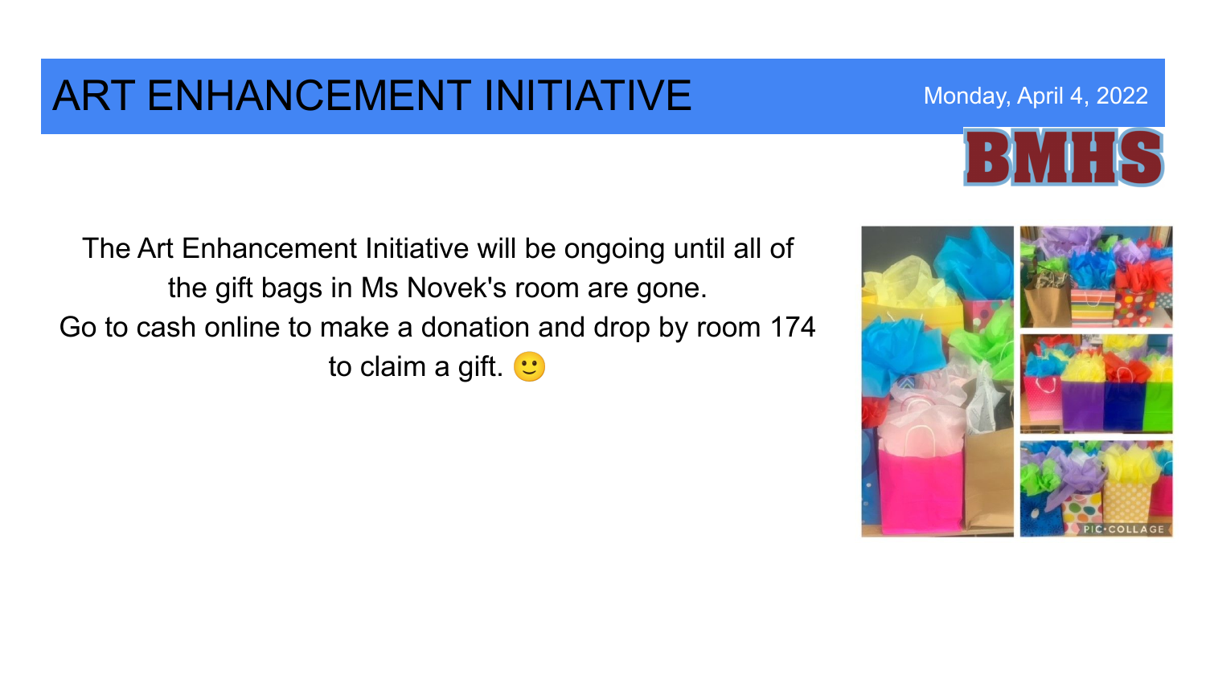# ART ENHANCEMENT INITIATIVE

Monday, April 4, 2022

BMHS

The Art Enhancement Initiative will be ongoing until all of the gift bags in Ms Novek's room are gone.
Go to cash online to make a donation and drop by room 174 to claim a gift. 🙂